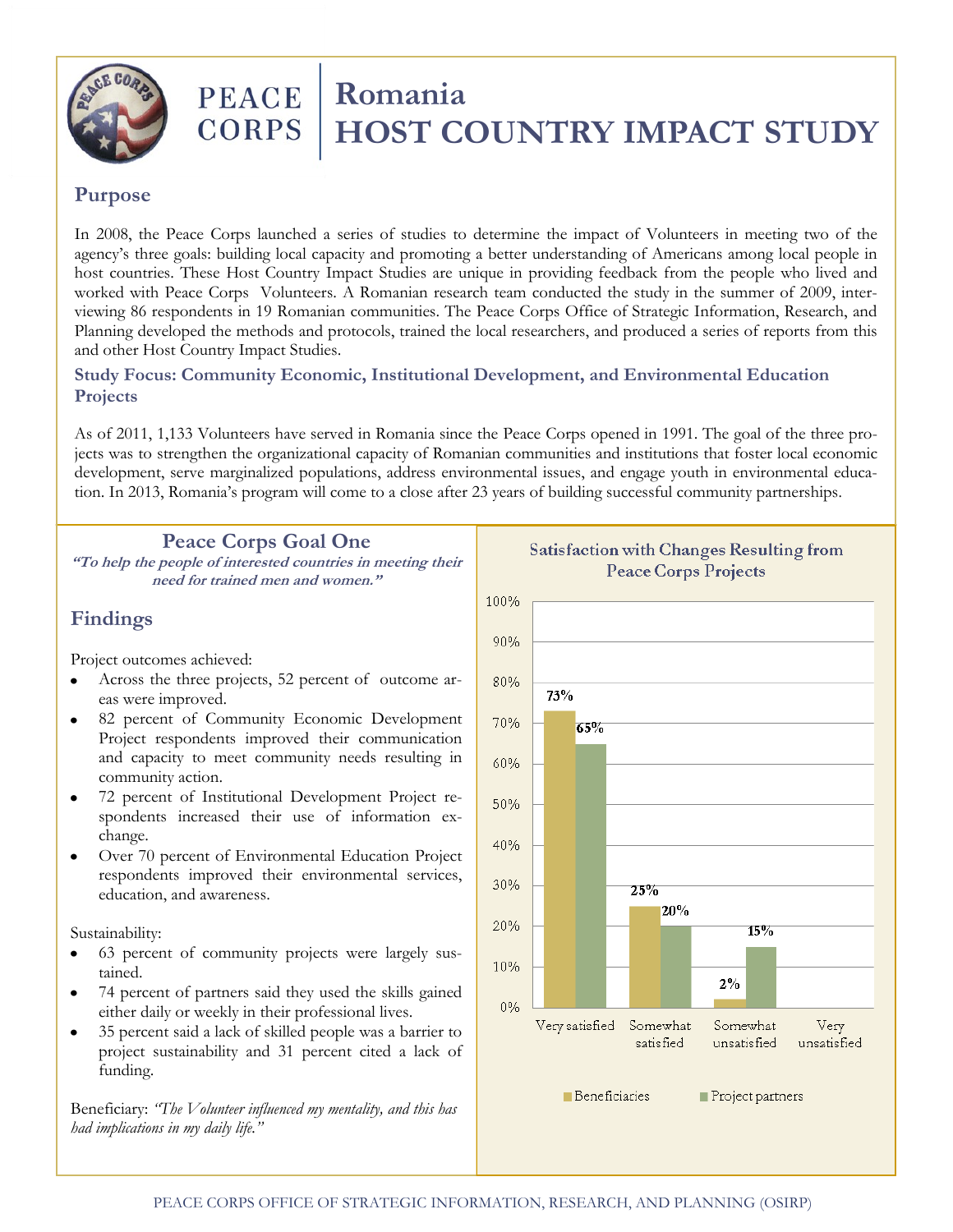# PEACE CORPS | Romania HOST COUNTRY IMPACT STUDY

## Purpose

In 2008, the Peace Corps launched a series of studies to determine the impact of Volunteers in meeting two of the agency's three goals: building local capacity and promoting a better understanding of Americans among local people in host countries. These Host Country Impact Studies are unique in providing feedback from the people who lived and worked with Peace Corps Volunteers. A Romanian research team conducted the study in the summer of 2009, interviewing 86 respondents in 19 Romanian communities. The Peace Corps Office of Strategic Information, Research, and Planning developed the methods and protocols, trained the local researchers, and produced a series of reports from this and other Host Country Impact Studies.

### Study Focus: Community Economic, Institutional Development, and Environmental Education Projects

As of 2011, 1,133 Volunteers have served in Romania since the Peace Corps opened in 1991. The goal of the three projects was to strengthen the organizational capacity of Romanian communities and institutions that foster local economic development, serve marginalized populations, address environmental issues, and engage youth in environmental education. In 2013, Romania's program will come to a close after 23 years of building successful community partnerships.

## Peace Corps Goal One

***"To help the people of interested countries in meeting their need for trained men and women."***

## Findings

Project outcomes achieved:

- Across the three projects, 52 percent of outcome areas were improved.
- 82 percent of Community Economic Development Project respondents improved their communication and capacity to meet community needs resulting in community action.
- 72 percent of Institutional Development Project respondents increased their use of information exchange.
- Over 70 percent of Environmental Education Project respondents improved their environmental services, education, and awareness.

Sustainability:

- 63 percent of community projects were largely sustained.
- 74 percent of partners said they used the skills gained either daily or weekly in their professional lives.
- 35 percent said a lack of skilled people was a barrier to project sustainability and 31 percent cited a lack of funding.

Beneficiary: *"The Volunteer influenced my mentality, and this has had implications in my daily life."*

**Satisfaction with Changes Resulting from Peace Corps Projects**

| | Beneficiaries | Project partners |
|---|---|---|
| Very satisfied | 73% | 65% |
| Somewhat satisfied | 25% | 20% |
| Somewhat unsatisfied | 2% | 15% |
| Very unsatisfied | | |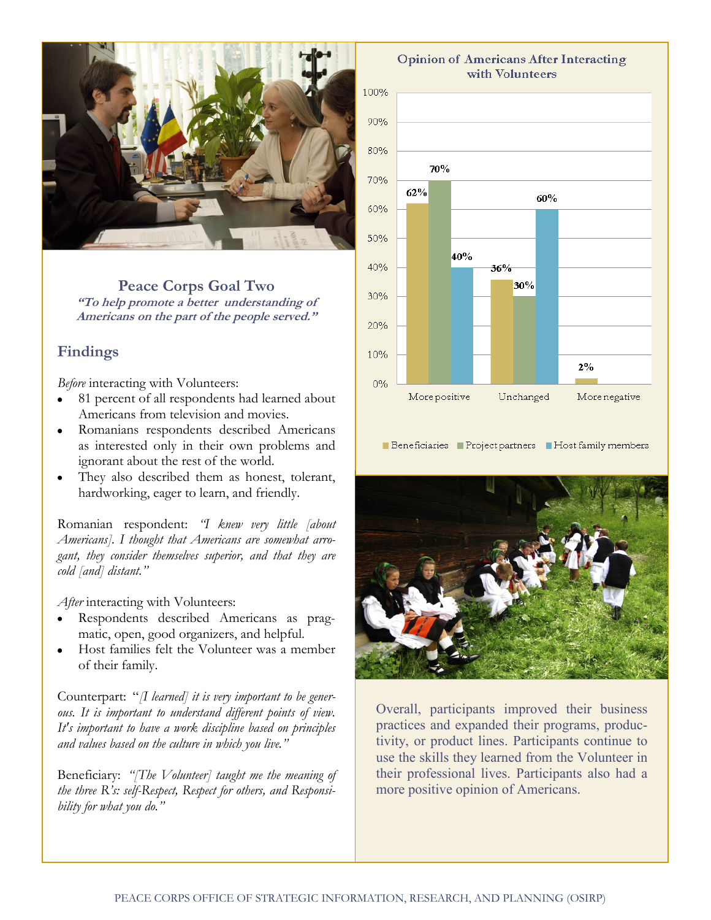## Peace Corps Goal Two

***"To help promote a better understanding of Americans on the part of the people served."***

## Findings

*Before* interacting with Volunteers:

- 81 percent of all respondents had learned about Americans from television and movies.
- Romanians respondents described Americans as interested only in their own problems and ignorant about the rest of the world.
- They also described them as honest, tolerant, hardworking, eager to learn, and friendly.

Romanian respondent: *"I knew very little [about Americans]. I thought that Americans are somewhat arrogant, they consider themselves superior, and that they are cold [and] distant."*

*After* interacting with Volunteers:

- Respondents described Americans as pragmatic, open, good organizers, and helpful.
- Host families felt the Volunteer was a member of their family.

Counterpart: "*[I learned] it is very important to be generous. It is important to understand different points of view. It's important to have a work discipline based on principles and values based on the culture in which you live.*"

Beneficiary: *"[The Volunteer] taught me the meaning of the three R's: self-Respect, Respect for others, and Responsibility for what you do."*

Opinion of Americans After Interacting with Volunteers

100%
90%
80%
70%
60%
50%
40%
30%
20%
10%
0%

More positive: 62% 70% 40%
Unchanged: 36% 30% 60%
More negative: 2%

Beneficiaries
Project partners
Host family members

Overall, participants improved their business practices and expanded their programs, productivity, or product lines. Participants continue to use the skills they learned from the Volunteer in their professional lives. Participants also had a more positive opinion of Americans.